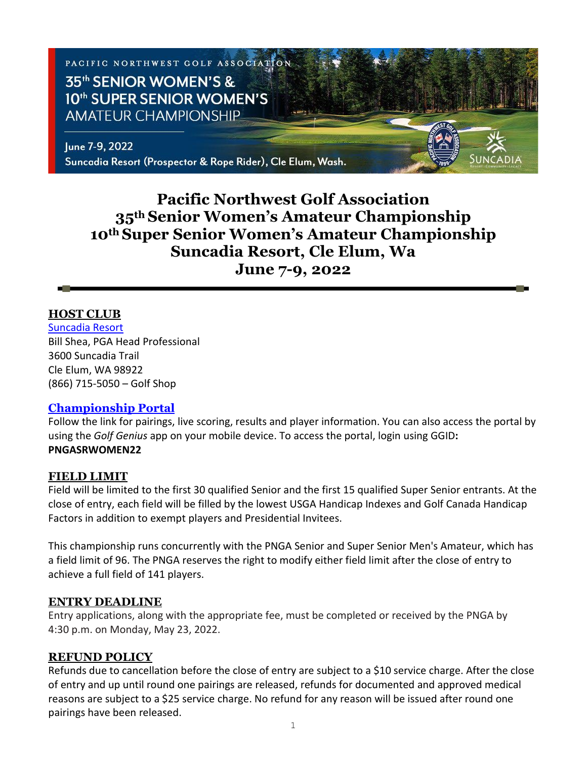# Pacific Northwest Golf Association
# 35th Senior Women's Amateur Championship
# 10th Super Senior Women's Amateur Championship
# Suncadia Resort, Cle Elum, Wa
# June 7-9, 2022

---

## HOST CLUB

Suncadia Resort
Bill Shea, PGA Head Professional
3600 Suncadia Trail
Cle Elum, WA 98922
(866) 715-5050 – Golf Shop

## Championship Portal

Follow the link for pairings, live scoring, results and player information. You can also access the portal by using the *Golf Genius* app on your mobile device. To access the portal, login using GGID**:**
**PNGASRWOMEN22**

## FIELD LIMIT

Field will be limited to the first 30 qualified Senior and the first 15 qualified Super Senior entrants. At the close of entry, each field will be filled by the lowest USGA Handicap Indexes and Golf Canada Handicap Factors in addition to exempt players and Presidential Invitees.

This championship runs concurrently with the PNGA Senior and Super Senior Men's Amateur, which has a field limit of 96. The PNGA reserves the right to modify either field limit after the close of entry to achieve a full field of 141 players.

## ENTRY DEADLINE

Entry applications, along with the appropriate fee, must be completed or received by the PNGA by 4:30 p.m. on Monday, May 23, 2022.

## REFUND POLICY

Refunds due to cancellation before the close of entry are subject to a $10 service charge. After the close of entry and up until round one pairings are released, refunds for documented and approved medical reasons are subject to a $25 service charge. No refund for any reason will be issued after round one pairings have been released.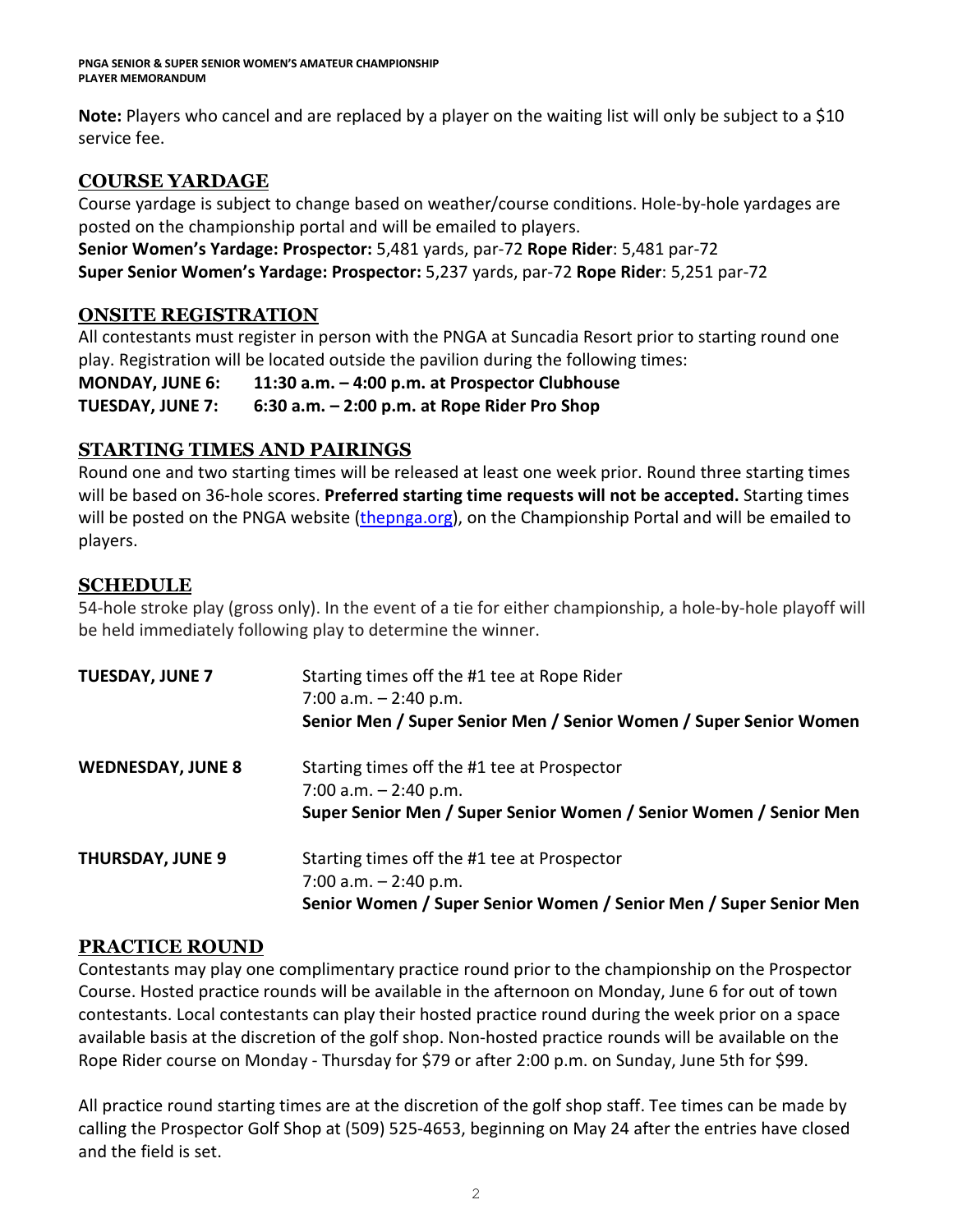**Note:** Players who cancel and are replaced by a player on the waiting list will only be subject to a $10 service fee.

## COURSE YARDAGE

Course yardage is subject to change based on weather/course conditions. Hole-by-hole yardages are posted on the championship portal and will be emailed to players.

**Senior Women's Yardage: Prospector:** 5,481 yards, par-72 **Rope Rider**: 5,481 par-72
**Super Senior Women's Yardage: Prospector:** 5,237 yards, par-72 **Rope Rider**: 5,251 par-72

## ONSITE REGISTRATION

All contestants must register in person with the PNGA at Suncadia Resort prior to starting round one play. Registration will be located outside the pavilion during the following times:

**MONDAY, JUNE 6: 11:30 a.m. – 4:00 p.m. at Prospector Clubhouse**
**TUESDAY, JUNE 7: 6:30 a.m. – 2:00 p.m. at Rope Rider Pro Shop**

## STARTING TIMES AND PAIRINGS

Round one and two starting times will be released at least one week prior. Round three starting times will be based on 36-hole scores. **Preferred starting time requests will not be accepted.** Starting times will be posted on the PNGA website (thepnga.org), on the Championship Portal and will be emailed to players.

## SCHEDULE

54-hole stroke play (gross only). In the event of a tie for either championship, a hole-by-hole playoff will be held immediately following play to determine the winner.

**TUESDAY, JUNE 7**
Starting times off the #1 tee at Rope Rider
7:00 a.m. – 2:40 p.m.
**Senior Men / Super Senior Men / Senior Women / Super Senior Women**

**WEDNESDAY, JUNE 8**
Starting times off the #1 tee at Prospector
7:00 a.m. – 2:40 p.m.
**Super Senior Men / Super Senior Women / Senior Women / Senior Men**

**THURSDAY, JUNE 9**
Starting times off the #1 tee at Prospector
7:00 a.m. – 2:40 p.m.
**Senior Women / Super Senior Women / Senior Men / Super Senior Men**

## PRACTICE ROUND

Contestants may play one complimentary practice round prior to the championship on the Prospector Course. Hosted practice rounds will be available in the afternoon on Monday, June 6 for out of town contestants. Local contestants can play their hosted practice round during the week prior on a space available basis at the discretion of the golf shop. Non-hosted practice rounds will be available on the Rope Rider course on Monday - Thursday for $79 or after 2:00 p.m. on Sunday, June 5th for $99.

All practice round starting times are at the discretion of the golf shop staff. Tee times can be made by calling the Prospector Golf Shop at (509) 525-4653, beginning on May 24 after the entries have closed and the field is set.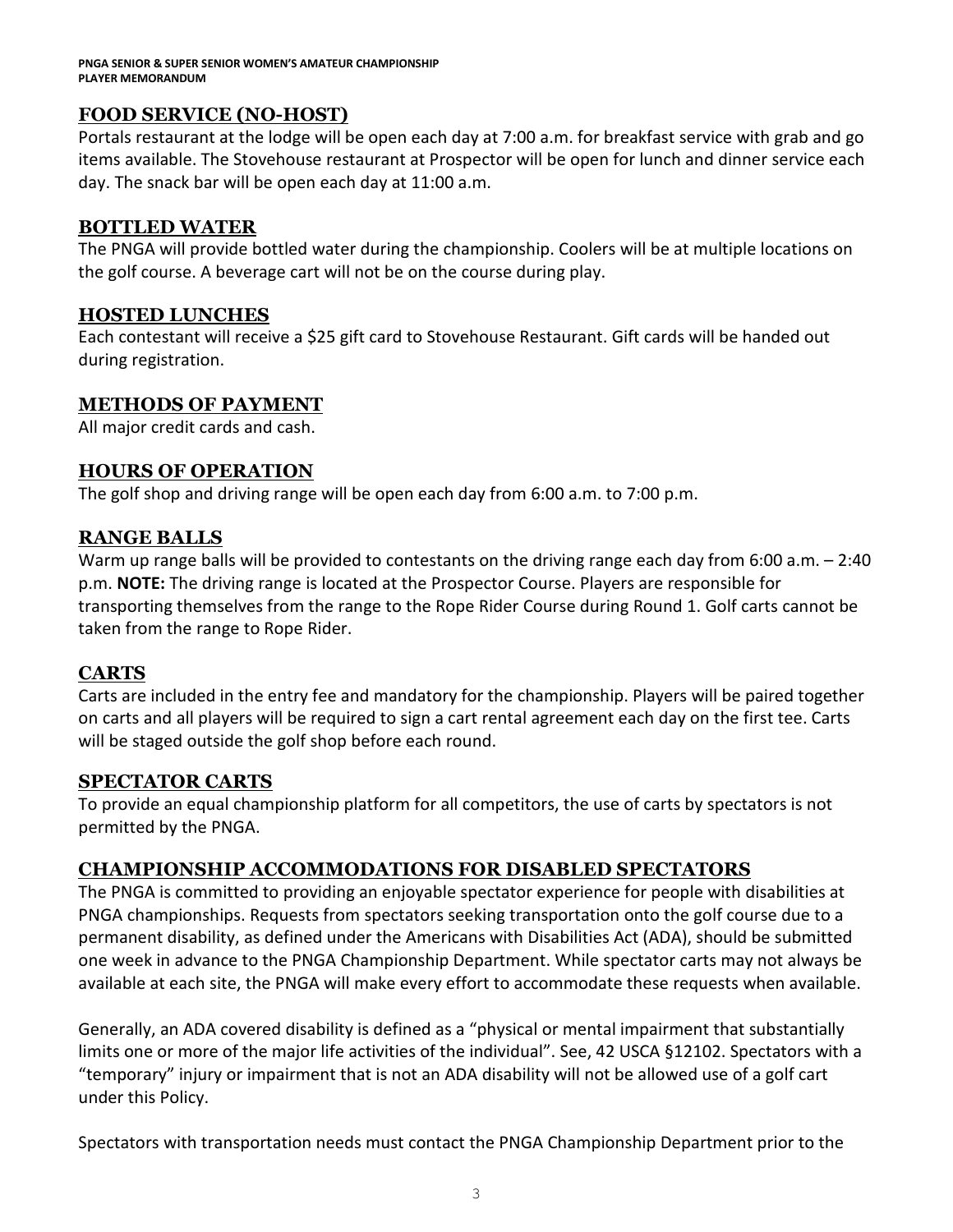## FOOD SERVICE (NO-HOST)

Portals restaurant at the lodge will be open each day at 7:00 a.m. for breakfast service with grab and go items available. The Stovehouse restaurant at Prospector will be open for lunch and dinner service each day. The snack bar will be open each day at 11:00 a.m.

## BOTTLED WATER

The PNGA will provide bottled water during the championship. Coolers will be at multiple locations on the golf course. A beverage cart will not be on the course during play.

## HOSTED LUNCHES

Each contestant will receive a $25 gift card to Stovehouse Restaurant. Gift cards will be handed out during registration.

## METHODS OF PAYMENT

All major credit cards and cash.

## HOURS OF OPERATION

The golf shop and driving range will be open each day from 6:00 a.m. to 7:00 p.m.

## RANGE BALLS

Warm up range balls will be provided to contestants on the driving range each day from 6:00 a.m. – 2:40 p.m. **NOTE:** The driving range is located at the Prospector Course. Players are responsible for transporting themselves from the range to the Rope Rider Course during Round 1. Golf carts cannot be taken from the range to Rope Rider.

## CARTS

Carts are included in the entry fee and mandatory for the championship. Players will be paired together on carts and all players will be required to sign a cart rental agreement each day on the first tee. Carts will be staged outside the golf shop before each round.

## SPECTATOR CARTS

To provide an equal championship platform for all competitors, the use of carts by spectators is not permitted by the PNGA.

## CHAMPIONSHIP ACCOMMODATIONS FOR DISABLED SPECTATORS

The PNGA is committed to providing an enjoyable spectator experience for people with disabilities at PNGA championships. Requests from spectators seeking transportation onto the golf course due to a permanent disability, as defined under the Americans with Disabilities Act (ADA), should be submitted one week in advance to the PNGA Championship Department. While spectator carts may not always be available at each site, the PNGA will make every effort to accommodate these requests when available.

Generally, an ADA covered disability is defined as a "physical or mental impairment that substantially limits one or more of the major life activities of the individual". See, 42 USCA §12102. Spectators with a "temporary" injury or impairment that is not an ADA disability will not be allowed use of a golf cart under this Policy.

Spectators with transportation needs must contact the PNGA Championship Department prior to the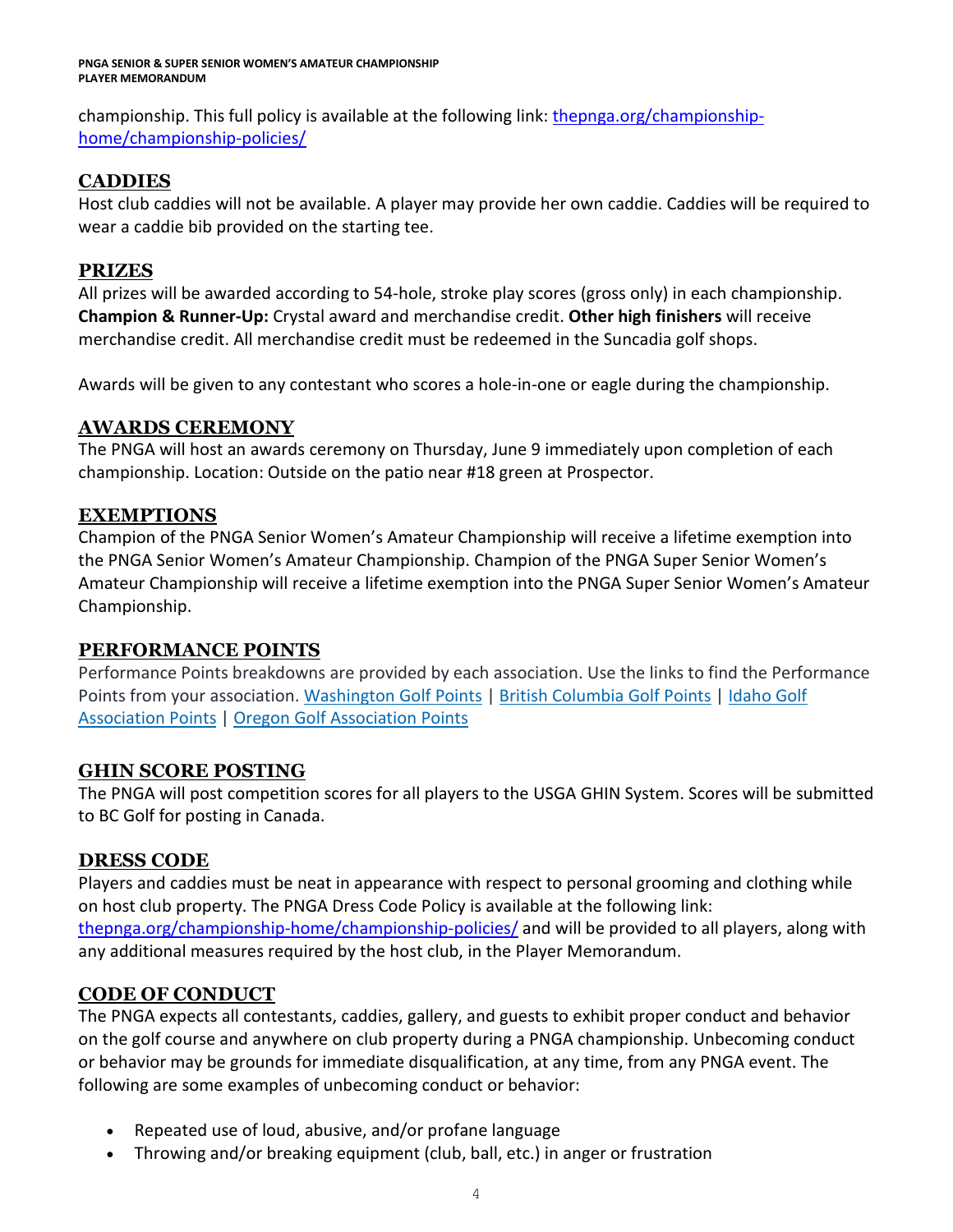championship. This full policy is available at the following link: [thepnga.org/championship-home/championship-policies/](thepnga.org/championship-home/championship-policies/)

## CADDIES

Host club caddies will not be available. A player may provide her own caddie. Caddies will be required to wear a caddie bib provided on the starting tee.

## PRIZES

All prizes will be awarded according to 54-hole, stroke play scores (gross only) in each championship. **Champion & Runner-Up:** Crystal award and merchandise credit. **Other high finishers** will receive merchandise credit. All merchandise credit must be redeemed in the Suncadia golf shops.

Awards will be given to any contestant who scores a hole-in-one or eagle during the championship.

## AWARDS CEREMONY

The PNGA will host an awards ceremony on Thursday, June 9 immediately upon completion of each championship. Location: Outside on the patio near #18 green at Prospector.

## EXEMPTIONS

Champion of the PNGA Senior Women's Amateur Championship will receive a lifetime exemption into the PNGA Senior Women's Amateur Championship. Champion of the PNGA Super Senior Women's Amateur Championship will receive a lifetime exemption into the PNGA Super Senior Women's Amateur Championship.

## PERFORMANCE POINTS

Performance Points breakdowns are provided by each association. Use the links to find the Performance Points from your association. Washington Golf Points | British Columbia Golf Points | Idaho Golf Association Points | Oregon Golf Association Points

## GHIN SCORE POSTING

The PNGA will post competition scores for all players to the USGA GHIN System. Scores will be submitted to BC Golf for posting in Canada.

## DRESS CODE

Players and caddies must be neat in appearance with respect to personal grooming and clothing while on host club property. The PNGA Dress Code Policy is available at the following link: [thepnga.org/championship-home/championship-policies/](thepnga.org/championship-home/championship-policies/) and will be provided to all players, along with any additional measures required by the host club, in the Player Memorandum.

## CODE OF CONDUCT

The PNGA expects all contestants, caddies, gallery, and guests to exhibit proper conduct and behavior on the golf course and anywhere on club property during a PNGA championship. Unbecoming conduct or behavior may be grounds for immediate disqualification, at any time, from any PNGA event. The following are some examples of unbecoming conduct or behavior:

- Repeated use of loud, abusive, and/or profane language
- Throwing and/or breaking equipment (club, ball, etc.) in anger or frustration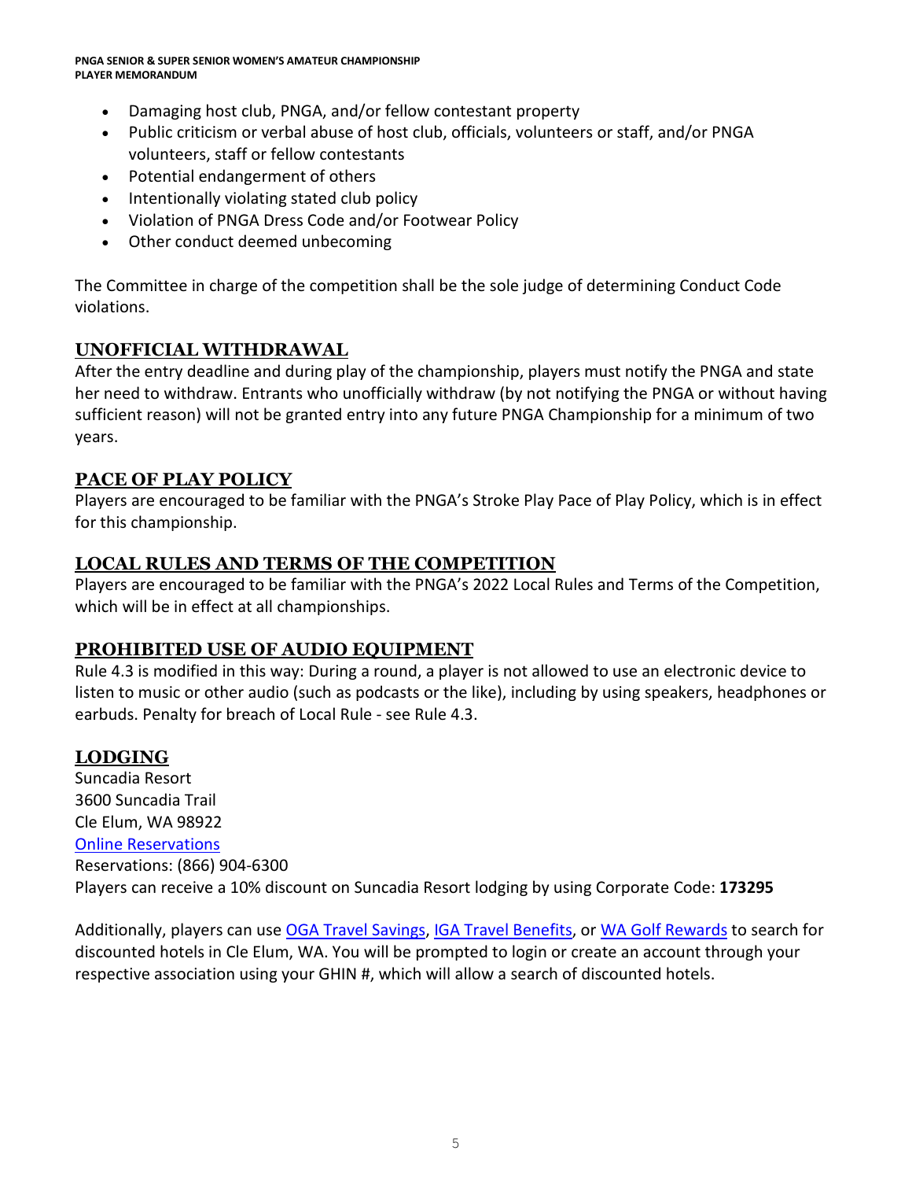- Damaging host club, PNGA, and/or fellow contestant property
- Public criticism or verbal abuse of host club, officials, volunteers or staff, and/or PNGA volunteers, staff or fellow contestants
- Potential endangerment of others
- Intentionally violating stated club policy
- Violation of PNGA Dress Code and/or Footwear Policy
- Other conduct deemed unbecoming

The Committee in charge of the competition shall be the sole judge of determining Conduct Code violations.

## UNOFFICIAL WITHDRAWAL

After the entry deadline and during play of the championship, players must notify the PNGA and state her need to withdraw. Entrants who unofficially withdraw (by not notifying the PNGA or without having sufficient reason) will not be granted entry into any future PNGA Championship for a minimum of two years.

## PACE OF PLAY POLICY

Players are encouraged to be familiar with the PNGA's Stroke Play Pace of Play Policy, which is in effect for this championship.

## LOCAL RULES AND TERMS OF THE COMPETITION

Players are encouraged to be familiar with the PNGA's 2022 Local Rules and Terms of the Competition, which will be in effect at all championships.

## PROHIBITED USE OF AUDIO EQUIPMENT

Rule 4.3 is modified in this way: During a round, a player is not allowed to use an electronic device to listen to music or other audio (such as podcasts or the like), including by using speakers, headphones or earbuds. Penalty for breach of Local Rule - see Rule 4.3.

## LODGING

Suncadia Resort
3600 Suncadia Trail
Cle Elum, WA 98922
Online Reservations
Reservations: (866) 904-6300
Players can receive a 10% discount on Suncadia Resort lodging by using Corporate Code: **173295**

Additionally, players can use OGA Travel Savings, IGA Travel Benefits, or WA Golf Rewards to search for discounted hotels in Cle Elum, WA. You will be prompted to login or create an account through your respective association using your GHIN #, which will allow a search of discounted hotels.